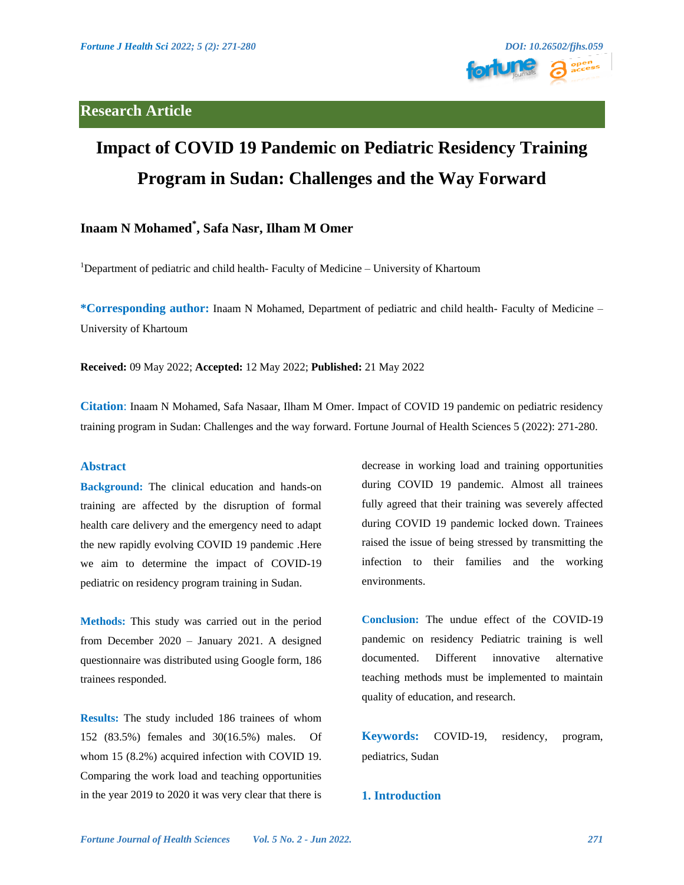Research Article

# Impact of COVID 19 Pandemic on Pediatric Residency Training Program in Sudan: Challenges and the Way Forward

**Inaam N Mohamed*, Safa Nasr, Ilham M Omer**

[1]Department of pediatric and child health- Faculty of Medicine – University of Khartoum

**\*Corresponding author:** Inaam N Mohamed, Department of pediatric and child health- Faculty of Medicine – University of Khartoum

**Received:** 09 May 2022; **Accepted:** 12 May 2022; **Published:** 21 May 2022

**Citation**: Inaam N Mohamed, Safa Nasaar, Ilham M Omer. Impact of COVID 19 pandemic on pediatric residency training program in Sudan: Challenges and the way forward. Fortune Journal of Health Sciences 5 (2022): 271-280.

## Abstract

**Background:** The clinical education and hands-on training are affected by the disruption of formal health care delivery and the emergency need to adapt the new rapidly evolving COVID 19 pandemic .Here we aim to determine the impact of COVID-19 pediatric on residency program training in Sudan.

**Methods:** This study was carried out in the period from December 2020 – January 2021. A designed questionnaire was distributed using Google form, 186 trainees responded.

**Results:** The study included 186 trainees of whom 152 (83.5%) females and 30(16.5%) males. Of whom 15 (8.2%) acquired infection with COVID 19. Comparing the work load and teaching opportunities in the year 2019 to 2020 it was very clear that there is decrease in working load and training opportunities during COVID 19 pandemic. Almost all trainees fully agreed that their training was severely affected during COVID 19 pandemic locked down. Trainees raised the issue of being stressed by transmitting the infection to their families and the working environments.

**Conclusion:** The undue effect of the COVID-19 pandemic on residency Pediatric training is well documented. Different innovative alternative teaching methods must be implemented to maintain quality of education, and research.

**Keywords:** COVID-19, residency, program, pediatrics, Sudan

## 1. Introduction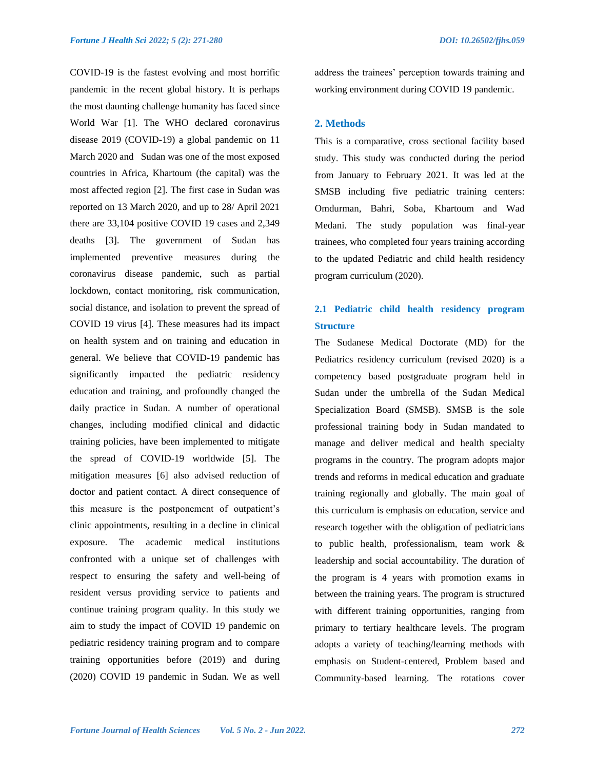COVID-19 is the fastest evolving and most horrific pandemic in the recent global history. It is perhaps the most daunting challenge humanity has faced since World War [1]. The WHO declared coronavirus disease 2019 (COVID-19) a global pandemic on 11 March 2020 and Sudan was one of the most exposed countries in Africa, Khartoum (the capital) was the most affected region [2]. The first case in Sudan was reported on 13 March 2020, and up to 28/ April 2021 there are 33,104 positive COVID 19 cases and 2,349 deaths [3]. The government of Sudan has implemented preventive measures during the coronavirus disease pandemic, such as partial lockdown, contact monitoring, risk communication, social distance, and isolation to prevent the spread of COVID 19 virus [4]. These measures had its impact on health system and on training and education in general. We believe that COVID-19 pandemic has significantly impacted the pediatric residency education and training, and profoundly changed the daily practice in Sudan. A number of operational changes, including modified clinical and didactic training policies, have been implemented to mitigate the spread of COVID-19 worldwide [5]. The mitigation measures [6] also advised reduction of doctor and patient contact. A direct consequence of this measure is the postponement of outpatient's clinic appointments, resulting in a decline in clinical exposure. The academic medical institutions confronted with a unique set of challenges with respect to ensuring the safety and well-being of resident versus providing service to patients and continue training program quality. In this study we aim to study the impact of COVID 19 pandemic on pediatric residency training program and to compare training opportunities before (2019) and during (2020) COVID 19 pandemic in Sudan. We as well address the trainees' perception towards training and working environment during COVID 19 pandemic.

## 2. Methods

This is a comparative, cross sectional facility based study. This study was conducted during the period from January to February 2021. It was led at the SMSB including five pediatric training centers: Omdurman, Bahri, Soba, Khartoum and Wad Medani. The study population was final-year trainees, who completed four years training according to the updated Pediatric and child health residency program curriculum (2020).

### 2.1 Pediatric child health residency program Structure

The Sudanese Medical Doctorate (MD) for the Pediatrics residency curriculum (revised 2020) is a competency based postgraduate program held in Sudan under the umbrella of the Sudan Medical Specialization Board (SMSB). SMSB is the sole professional training body in Sudan mandated to manage and deliver medical and health specialty programs in the country. The program adopts major trends and reforms in medical education and graduate training regionally and globally. The main goal of this curriculum is emphasis on education, service and research together with the obligation of pediatricians to public health, professionalism, team work & leadership and social accountability. The duration of the program is 4 years with promotion exams in between the training years. The program is structured with different training opportunities, ranging from primary to tertiary healthcare levels. The program adopts a variety of teaching/learning methods with emphasis on Student-centered, Problem based and Community-based learning. The rotations cover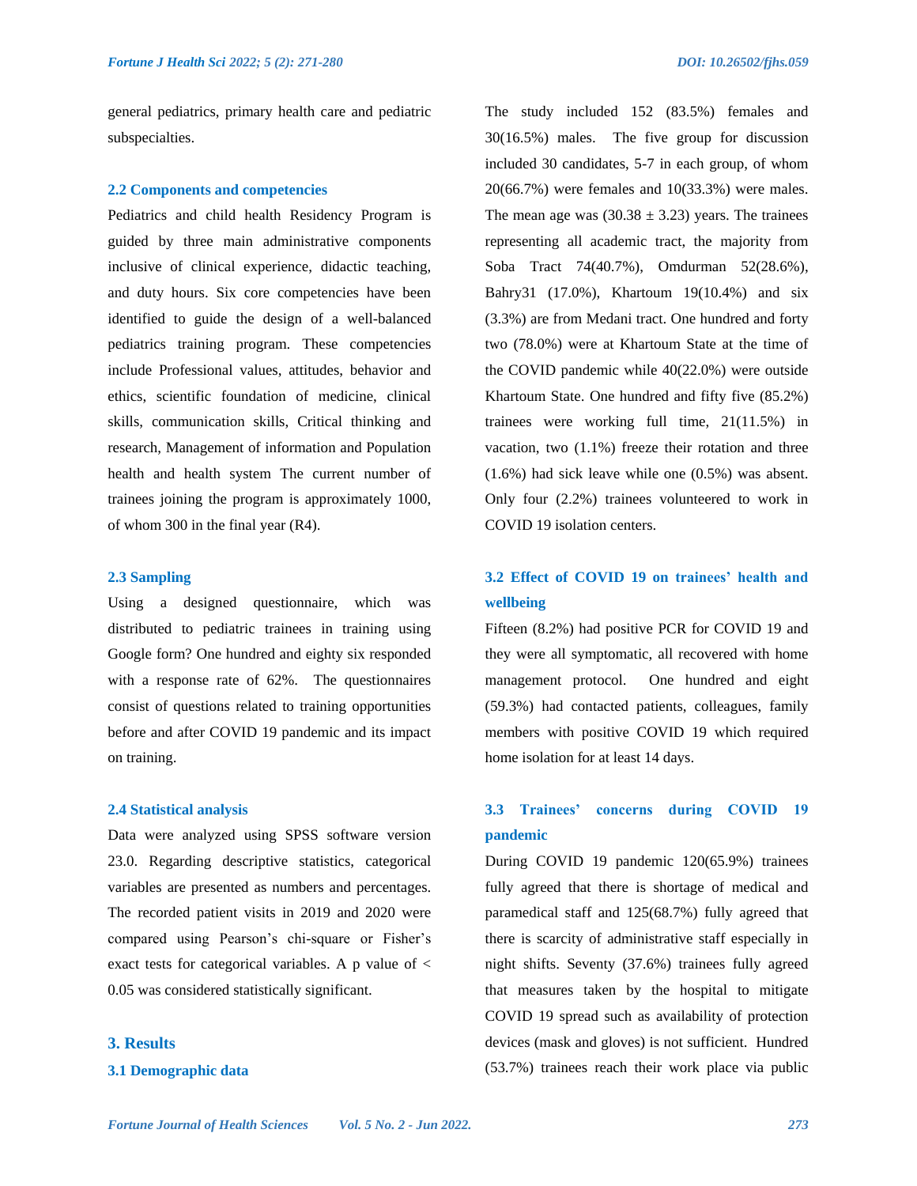general pediatrics, primary health care and pediatric subspecialties.

### 2.2 Components and competencies

Pediatrics and child health Residency Program is guided by three main administrative components inclusive of clinical experience, didactic teaching, and duty hours. Six core competencies have been identified to guide the design of a well-balanced pediatrics training program. These competencies include Professional values, attitudes, behavior and ethics, scientific foundation of medicine, clinical skills, communication skills, Critical thinking and research, Management of information and Population health and health system The current number of trainees joining the program is approximately 1000, of whom 300 in the final year (R4).

### 2.3 Sampling

Using a designed questionnaire, which was distributed to pediatric trainees in training using Google form? One hundred and eighty six responded with a response rate of 62%. The questionnaires consist of questions related to training opportunities before and after COVID 19 pandemic and its impact on training.

### 2.4 Statistical analysis

Data were analyzed using SPSS software version 23.0. Regarding descriptive statistics, categorical variables are presented as numbers and percentages. The recorded patient visits in 2019 and 2020 were compared using Pearson's chi-square or Fisher's exact tests for categorical variables. A p value of < 0.05 was considered statistically significant.

## 3. Results

### 3.1 Demographic data

The study included 152 (83.5%) females and 30(16.5%) males. The five group for discussion included 30 candidates, 5-7 in each group, of whom 20(66.7%) were females and 10(33.3%) were males. The mean age was (30.38 ± 3.23) years. The trainees representing all academic tract, the majority from Soba Tract 74(40.7%), Omdurman 52(28.6%), Bahry31 (17.0%), Khartoum 19(10.4%) and six (3.3%) are from Medani tract. One hundred and forty two (78.0%) were at Khartoum State at the time of the COVID pandemic while 40(22.0%) were outside Khartoum State. One hundred and fifty five (85.2%) trainees were working full time, 21(11.5%) in vacation, two (1.1%) freeze their rotation and three (1.6%) had sick leave while one (0.5%) was absent. Only four (2.2%) trainees volunteered to work in COVID 19 isolation centers.

### 3.2 Effect of COVID 19 on trainees' health and wellbeing

Fifteen (8.2%) had positive PCR for COVID 19 and they were all symptomatic, all recovered with home management protocol. One hundred and eight (59.3%) had contacted patients, colleagues, family members with positive COVID 19 which required home isolation for at least 14 days.

### 3.3 Trainees' concerns during COVID 19 pandemic

During COVID 19 pandemic 120(65.9%) trainees fully agreed that there is shortage of medical and paramedical staff and 125(68.7%) fully agreed that there is scarcity of administrative staff especially in night shifts. Seventy (37.6%) trainees fully agreed that measures taken by the hospital to mitigate COVID 19 spread such as availability of protection devices (mask and gloves) is not sufficient. Hundred (53.7%) trainees reach their work place via public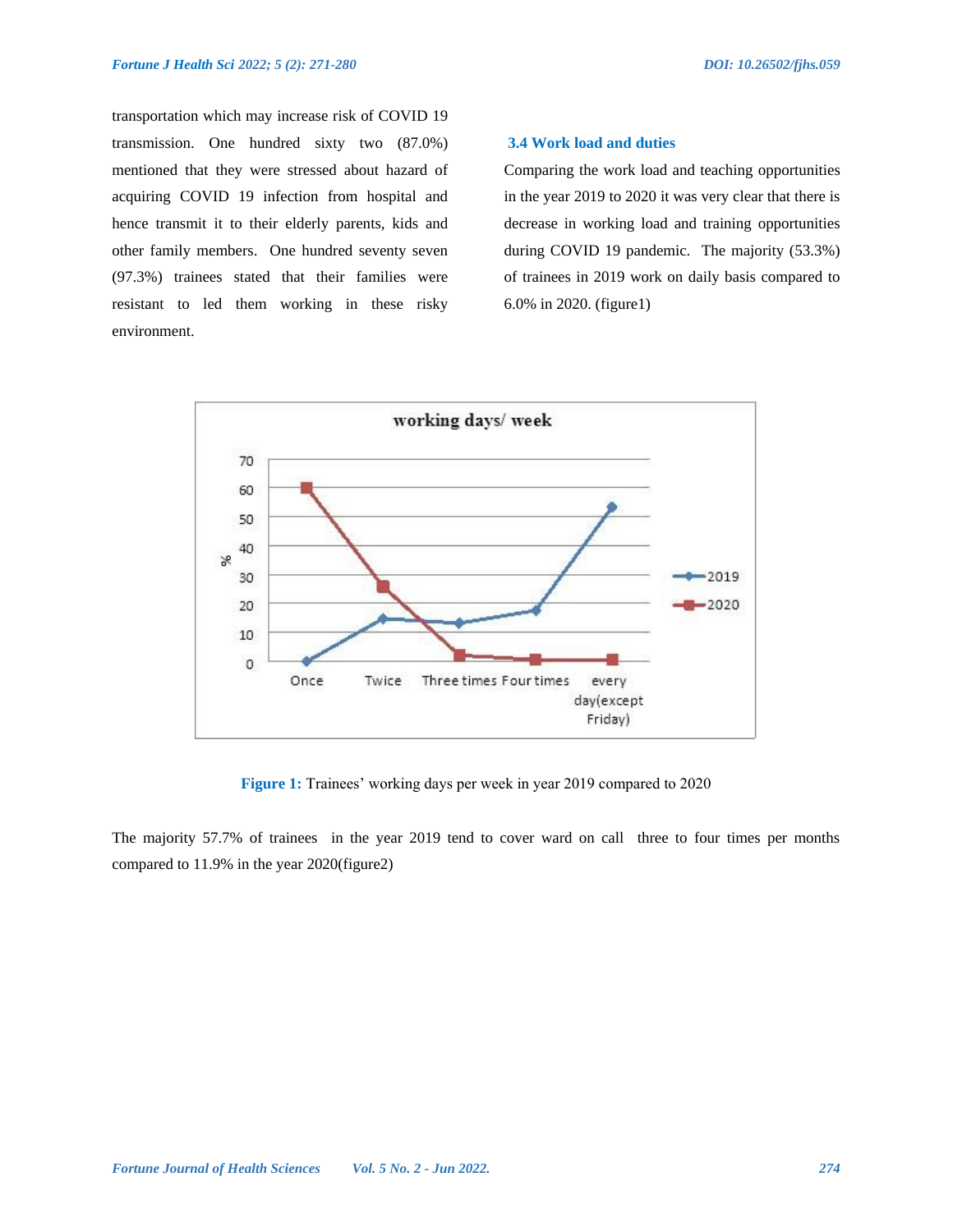transportation which may increase risk of COVID 19 transmission. One hundred sixty two (87.0%) mentioned that they were stressed about hazard of acquiring COVID 19 infection from hospital and hence transmit it to their elderly parents, kids and other family members. One hundred seventy seven (97.3%) trainees stated that their families were resistant to led them working in these risky environment.

### 3.4 Work load and duties

Comparing the work load and teaching opportunities in the year 2019 to 2020 it was very clear that there is decrease in working load and training opportunities during COVID 19 pandemic. The majority (53.3%) of trainees in 2019 work on daily basis compared to 6.0% in 2020. (figure1)

**Figure 1:** Trainees' working days per week in year 2019 compared to 2020

The majority 57.7% of trainees in the year 2019 tend to cover ward on call three to four times per months compared to 11.9% in the year 2020(figure2)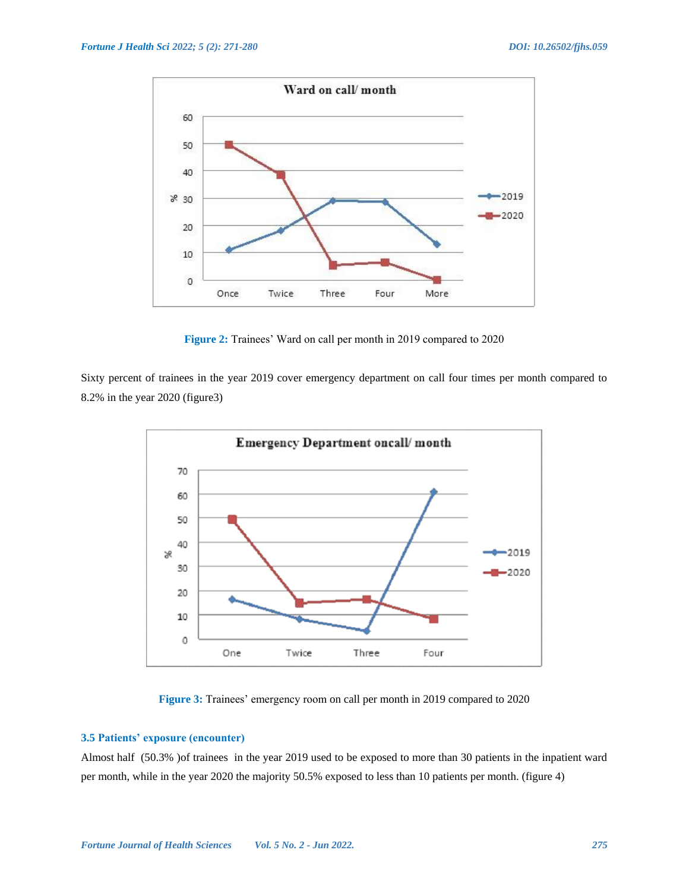Figure 2: Trainees' Ward on call per month in 2019 compared to 2020

Sixty percent of trainees in the year 2019 cover emergency department on call four times per month compared to 8.2% in the year 2020 (figure3)

Figure 3: Trainees' emergency room on call per month in 2019 compared to 2020

### 3.5 Patients' exposure (encounter)

Almost half (50.3% )of trainees in the year 2019 used to be exposed to more than 30 patients in the inpatient ward per month, while in the year 2020 the majority 50.5% exposed to less than 10 patients per month. (figure 4)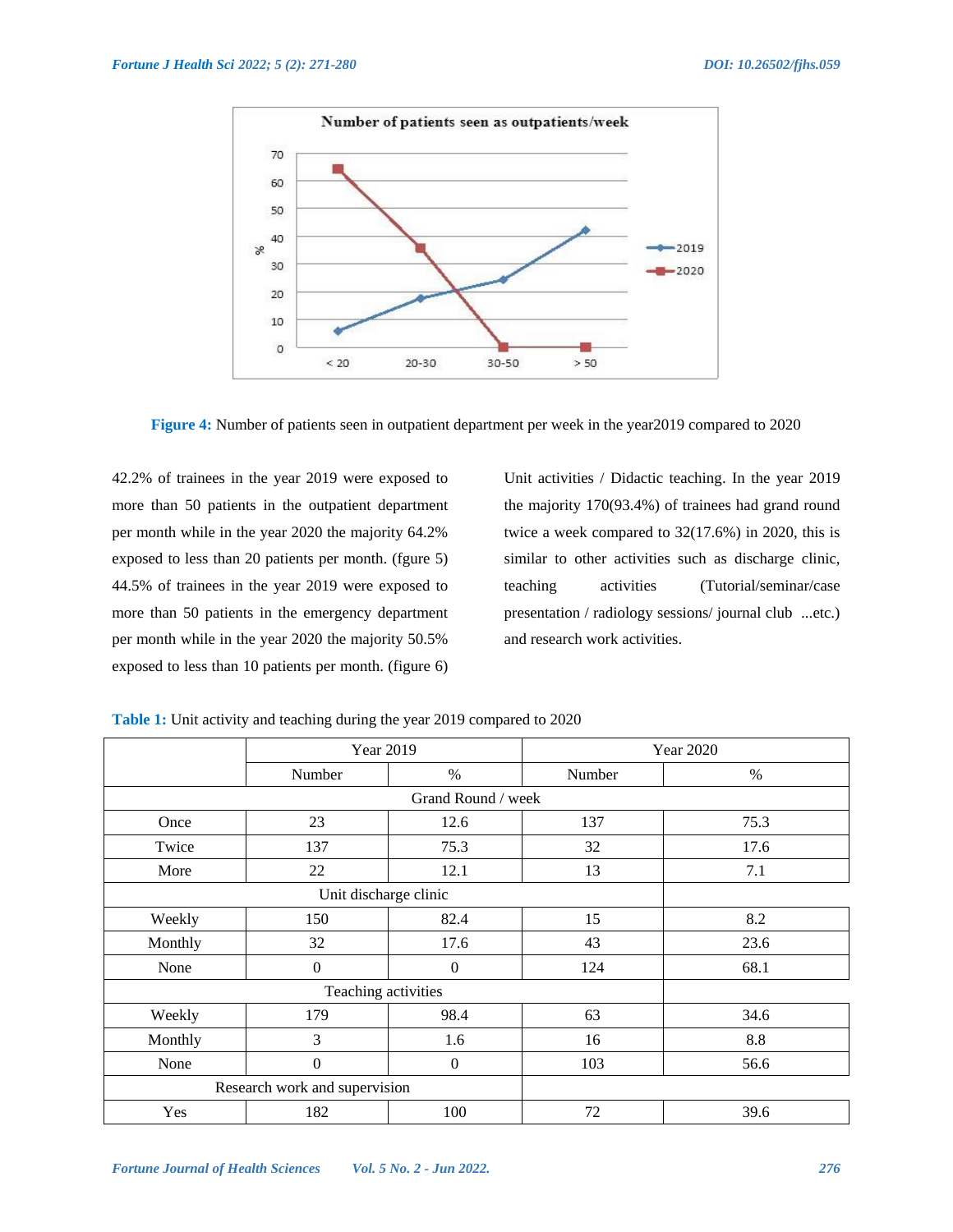**Figure 4:** Number of patients seen in outpatient department per week in the year2019 compared to 2020

42.2% of trainees in the year 2019 were exposed to more than 50 patients in the outpatient department per month while in the year 2020 the majority 64.2% exposed to less than 20 patients per month. (fgure 5) 44.5% of trainees in the year 2019 were exposed to more than 50 patients in the emergency department per month while in the year 2020 the majority 50.5% exposed to less than 10 patients per month. (figure 6)

Unit activities / Didactic teaching. In the year 2019 the majority 170(93.4%) of trainees had grand round twice a week compared to 32(17.6%) in 2020, this is similar to other activities such as discharge clinic, teaching activities (Tutorial/seminar/case presentation / radiology sessions/ journal club ...etc.) and research work activities.

**Table 1:** Unit activity and teaching during the year 2019 compared to 2020

| | Year 2019 | | Year 2020 | |
|---|---|---|---|---|
| | Number | % | Number | % |
| Grand Round / week | | | | |
| Once | 23 | 12.6 | 137 | 75.3 |
| Twice | 137 | 75.3 | 32 | 17.6 |
| More | 22 | 12.1 | 13 | 7.1 |
| Unit discharge clinic | | | | |
| Weekly | 150 | 82.4 | 15 | 8.2 |
| Monthly | 32 | 17.6 | 43 | 23.6 |
| None | 0 | 0 | 124 | 68.1 |
| Teaching activities | | | | |
| Weekly | 179 | 98.4 | 63 | 34.6 |
| Monthly | 3 | 1.6 | 16 | 8.8 |
| None | 0 | 0 | 103 | 56.6 |
| Research work and supervision | | | | |
| Yes | 182 | 100 | 72 | 39.6 |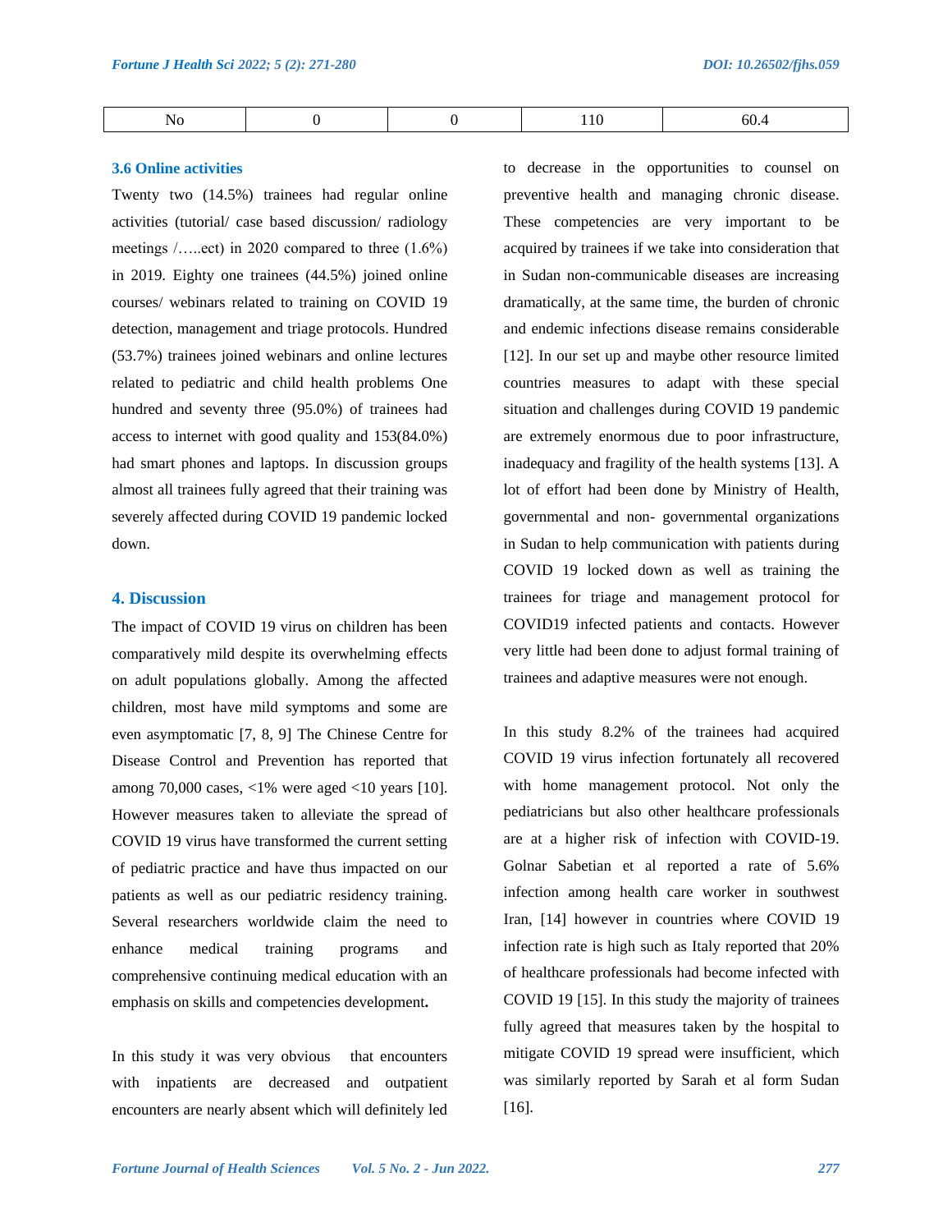| No | 0 | 0 | 110 | 60.4 |
|---|---|---|---|---|

### 3.6 Online activities

Twenty two (14.5%) trainees had regular online activities (tutorial/ case based discussion/ radiology meetings /…..ect) in 2020 compared to three (1.6%) in 2019. Eighty one trainees (44.5%) joined online courses/ webinars related to training on COVID 19 detection, management and triage protocols. Hundred (53.7%) trainees joined webinars and online lectures related to pediatric and child health problems One hundred and seventy three (95.0%) of trainees had access to internet with good quality and 153(84.0%) had smart phones and laptops. In discussion groups almost all trainees fully agreed that their training was severely affected during COVID 19 pandemic locked down.

## 4. Discussion

The impact of COVID 19 virus on children has been comparatively mild despite its overwhelming effects on adult populations globally. Among the affected children, most have mild symptoms and some are even asymptomatic [7, 8, 9] The Chinese Centre for Disease Control and Prevention has reported that among 70,000 cases, <1% were aged <10 years [10]. However measures taken to alleviate the spread of COVID 19 virus have transformed the current setting of pediatric practice and have thus impacted on our patients as well as our pediatric residency training. Several researchers worldwide claim the need to enhance medical training programs and comprehensive continuing medical education with an emphasis on skills and competencies development**.**

In this study it was very obvious that encounters with inpatients are decreased and outpatient encounters are nearly absent which will definitely led to decrease in the opportunities to counsel on preventive health and managing chronic disease. These competencies are very important to be acquired by trainees if we take into consideration that in Sudan non-communicable diseases are increasing dramatically, at the same time, the burden of chronic and endemic infections disease remains considerable [12]. In our set up and maybe other resource limited countries measures to adapt with these special situation and challenges during COVID 19 pandemic are extremely enormous due to poor infrastructure, inadequacy and fragility of the health systems [13]. A lot of effort had been done by Ministry of Health, governmental and non- governmental organizations in Sudan to help communication with patients during COVID 19 locked down as well as training the trainees for triage and management protocol for COVID19 infected patients and contacts. However very little had been done to adjust formal training of trainees and adaptive measures were not enough.

In this study 8.2% of the trainees had acquired COVID 19 virus infection fortunately all recovered with home management protocol. Not only the pediatricians but also other healthcare professionals are at a higher risk of infection with COVID-19. Golnar Sabetian et al reported a rate of 5.6% infection among health care worker in southwest Iran, [14] however in countries where COVID 19 infection rate is high such as Italy reported that 20% of healthcare professionals had become infected with COVID 19 [15]. In this study the majority of trainees fully agreed that measures taken by the hospital to mitigate COVID 19 spread were insufficient, which was similarly reported by Sarah et al form Sudan [16].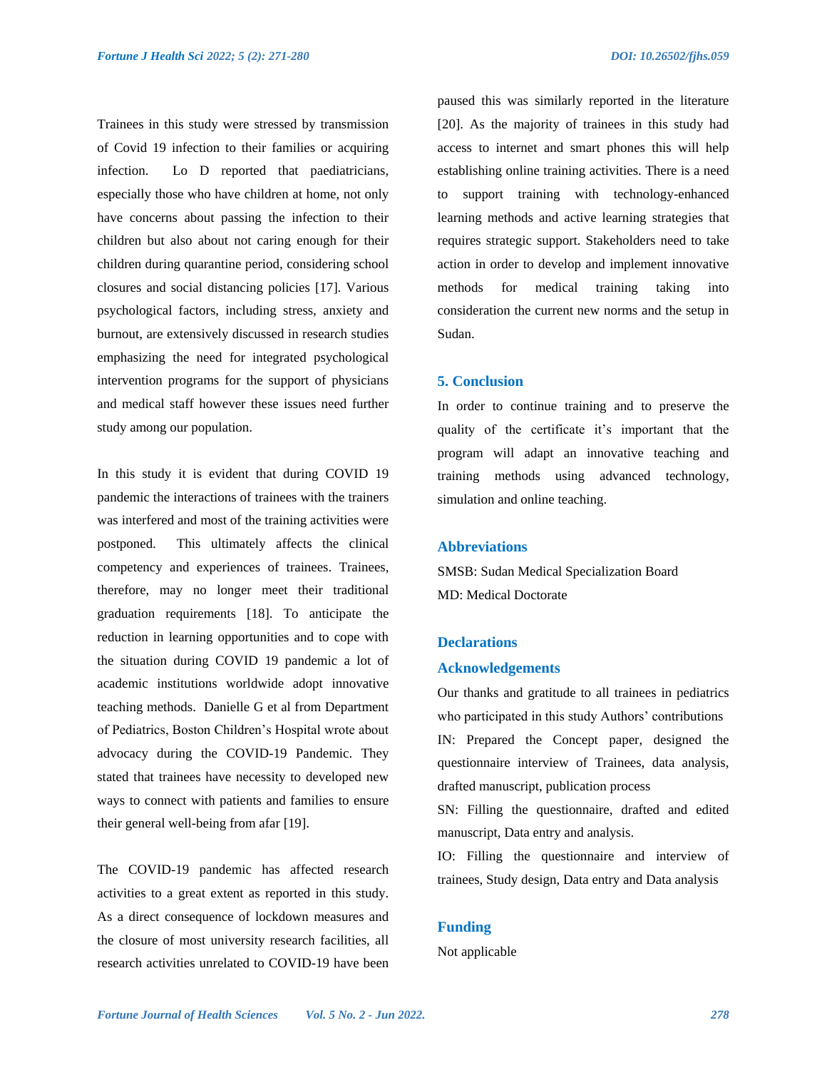Trainees in this study were stressed by transmission of Covid 19 infection to their families or acquiring infection. Lo D reported that paediatricians, especially those who have children at home, not only have concerns about passing the infection to their children but also about not caring enough for their children during quarantine period, considering school closures and social distancing policies [17]. Various psychological factors, including stress, anxiety and burnout, are extensively discussed in research studies emphasizing the need for integrated psychological intervention programs for the support of physicians and medical staff however these issues need further study among our population.

In this study it is evident that during COVID 19 pandemic the interactions of trainees with the trainers was interfered and most of the training activities were postponed. This ultimately affects the clinical competency and experiences of trainees. Trainees, therefore, may no longer meet their traditional graduation requirements [18]. To anticipate the reduction in learning opportunities and to cope with the situation during COVID 19 pandemic a lot of academic institutions worldwide adopt innovative teaching methods. Danielle G et al from Department of Pediatrics, Boston Children's Hospital wrote about advocacy during the COVID-19 Pandemic. They stated that trainees have necessity to developed new ways to connect with patients and families to ensure their general well-being from afar [19].

The COVID-19 pandemic has affected research activities to a great extent as reported in this study. As a direct consequence of lockdown measures and the closure of most university research facilities, all research activities unrelated to COVID-19 have been paused this was similarly reported in the literature [20]. As the majority of trainees in this study had access to internet and smart phones this will help establishing online training activities. There is a need to support training with technology-enhanced learning methods and active learning strategies that requires strategic support. Stakeholders need to take action in order to develop and implement innovative methods for medical training taking into consideration the current new norms and the setup in Sudan.

## 5. Conclusion

In order to continue training and to preserve the quality of the certificate it's important that the program will adapt an innovative teaching and training methods using advanced technology, simulation and online teaching.

## Abbreviations

SMSB: Sudan Medical Specialization Board

MD: Medical Doctorate

## Declarations

### Acknowledgements

Our thanks and gratitude to all trainees in pediatrics who participated in this study Authors' contributions

IN: Prepared the Concept paper, designed the questionnaire interview of Trainees, data analysis, drafted manuscript, publication process

SN: Filling the questionnaire, drafted and edited manuscript, Data entry and analysis.

IO: Filling the questionnaire and interview of trainees, Study design, Data entry and Data analysis

### Funding

Not applicable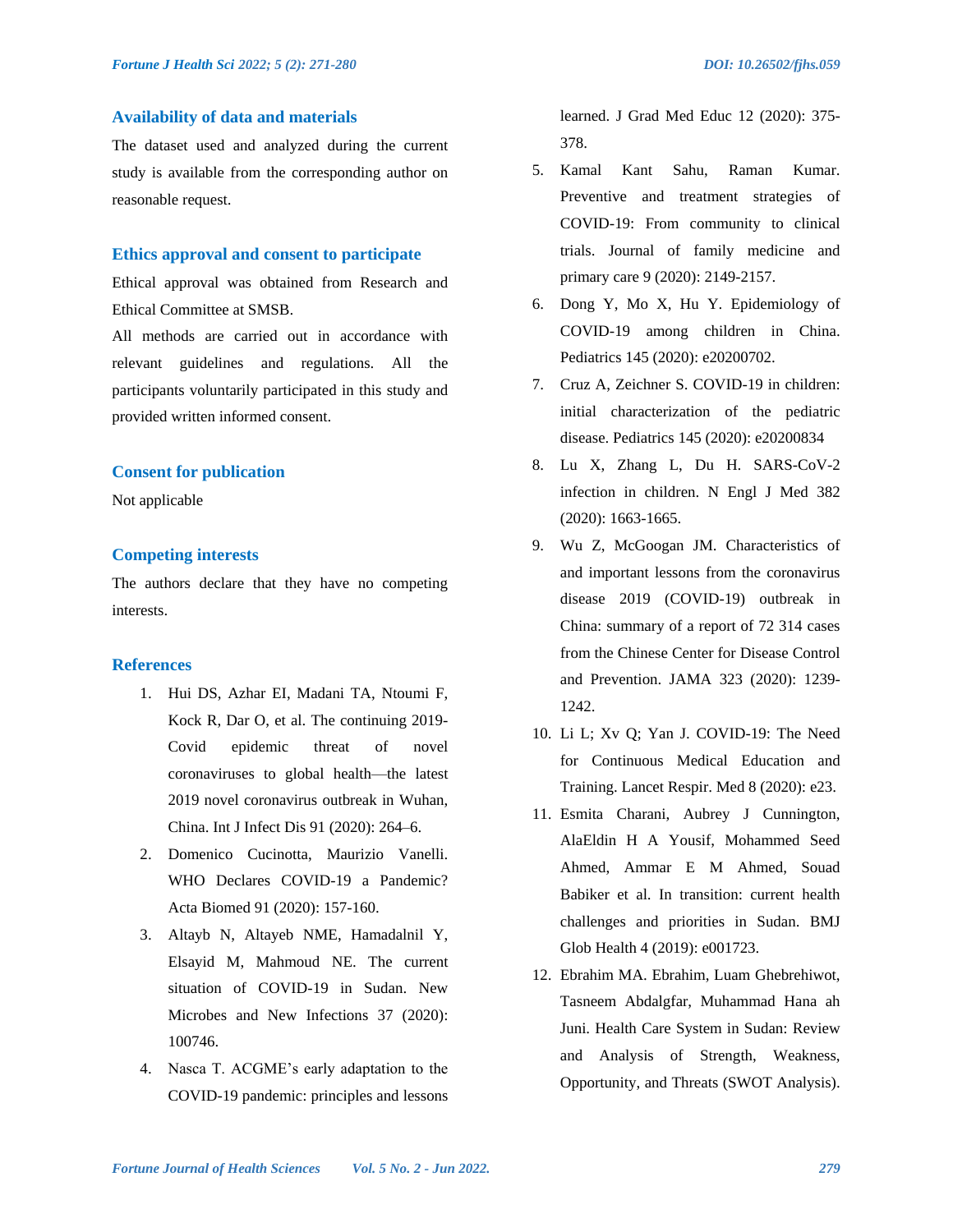## Availability of data and materials

The dataset used and analyzed during the current study is available from the corresponding author on reasonable request.

## Ethics approval and consent to participate

Ethical approval was obtained from Research and Ethical Committee at SMSB.

All methods are carried out in accordance with relevant guidelines and regulations. All the participants voluntarily participated in this study and provided written informed consent.

## Consent for publication

Not applicable

## Competing interests

The authors declare that they have no competing interests.

## References

1. Hui DS, Azhar EI, Madani TA, Ntoumi F, Kock R, Dar O, et al. The continuing 2019-Covid epidemic threat of novel coronaviruses to global health—the latest 2019 novel coronavirus outbreak in Wuhan, China. Int J Infect Dis 91 (2020): 264–6.
2. Domenico Cucinotta, Maurizio Vanelli. WHO Declares COVID-19 a Pandemic? Acta Biomed 91 (2020): 157-160.
3. Altayb N, Altayeb NME, Hamadalnil Y, Elsayid M, Mahmoud NE. The current situation of COVID-19 in Sudan. New Microbes and New Infections 37 (2020): 100746.
4. Nasca T. ACGME's early adaptation to the COVID-19 pandemic: principles and lessons learned. J Grad Med Educ 12 (2020): 375-378.
5. Kamal Kant Sahu, Raman Kumar. Preventive and treatment strategies of COVID-19: From community to clinical trials. Journal of family medicine and primary care 9 (2020): 2149-2157.
6. Dong Y, Mo X, Hu Y. Epidemiology of COVID-19 among children in China. Pediatrics 145 (2020): e20200702.
7. Cruz A, Zeichner S. COVID-19 in children: initial characterization of the pediatric disease. Pediatrics 145 (2020): e20200834
8. Lu X, Zhang L, Du H. SARS-CoV-2 infection in children. N Engl J Med 382 (2020): 1663-1665.
9. Wu Z, McGoogan JM. Characteristics of and important lessons from the coronavirus disease 2019 (COVID-19) outbreak in China: summary of a report of 72 314 cases from the Chinese Center for Disease Control and Prevention. JAMA 323 (2020): 1239-1242.
10. Li L; Xv Q; Yan J. COVID-19: The Need for Continuous Medical Education and Training. Lancet Respir. Med 8 (2020): e23.
11. Esmita Charani, Aubrey J Cunnington, AlaEldin H A Yousif, Mohammed Seed Ahmed, Ammar E M Ahmed, Souad Babiker et al. In transition: current health challenges and priorities in Sudan. BMJ Glob Health 4 (2019): e001723.
12. Ebrahim MA. Ebrahim, Luam Ghebrehiwot, Tasneem Abdalgfar, Muhammad Hana ah Juni. Health Care System in Sudan: Review and Analysis of Strength, Weakness, Opportunity, and Threats (SWOT Analysis).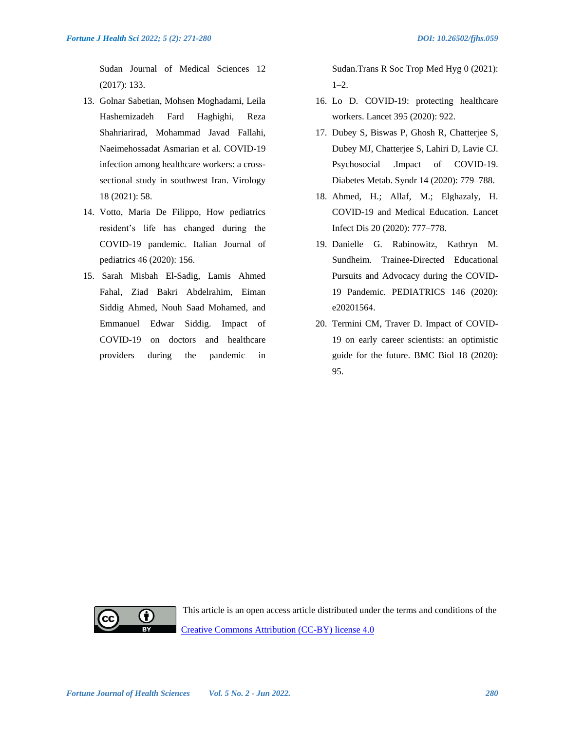Sudan Journal of Medical Sciences 12 (2017): 133.

13. Golnar Sabetian, Mohsen Moghadami, Leila Hashemizadeh Fard Haghighi, Reza Shahriarirad, Mohammad Javad Fallahi, Naeimehossadat Asmarian et al. COVID-19 infection among healthcare workers: a cross-sectional study in southwest Iran. Virology 18 (2021): 58.
14. Votto, Maria De Filippo, How pediatrics resident's life has changed during the COVID-19 pandemic. Italian Journal of pediatrics 46 (2020): 156.
15. Sarah Misbah El-Sadig, Lamis Ahmed Fahal, Ziad Bakri Abdelrahim, Eiman Siddig Ahmed, Nouh Saad Mohamed, and Emmanuel Edwar Siddig. Impact of COVID-19 on doctors and healthcare providers during the pandemic in Sudan.Trans R Soc Trop Med Hyg 0 (2021): 1–2.
16. Lo D. COVID-19: protecting healthcare workers. Lancet 395 (2020): 922.
17. Dubey S, Biswas P, Ghosh R, Chatterjee S, Dubey MJ, Chatterjee S, Lahiri D, Lavie CJ. Psychosocial .Impact of COVID-19. Diabetes Metab. Syndr 14 (2020): 779–788.
18. Ahmed, H.; Allaf, M.; Elghazaly, H. COVID-19 and Medical Education. Lancet Infect Dis 20 (2020): 777–778.
19. Danielle G. Rabinowitz, Kathryn M. Sundheim. Trainee-Directed Educational Pursuits and Advocacy during the COVID-19 Pandemic. PEDIATRICS 146 (2020): e20201564.
20. Termini CM, Traver D. Impact of COVID-19 on early career scientists: an optimistic guide for the future. BMC Biol 18 (2020): 95.

This article is an open access article distributed under the terms and conditions of the Creative Commons Attribution (CC-BY) license 4.0